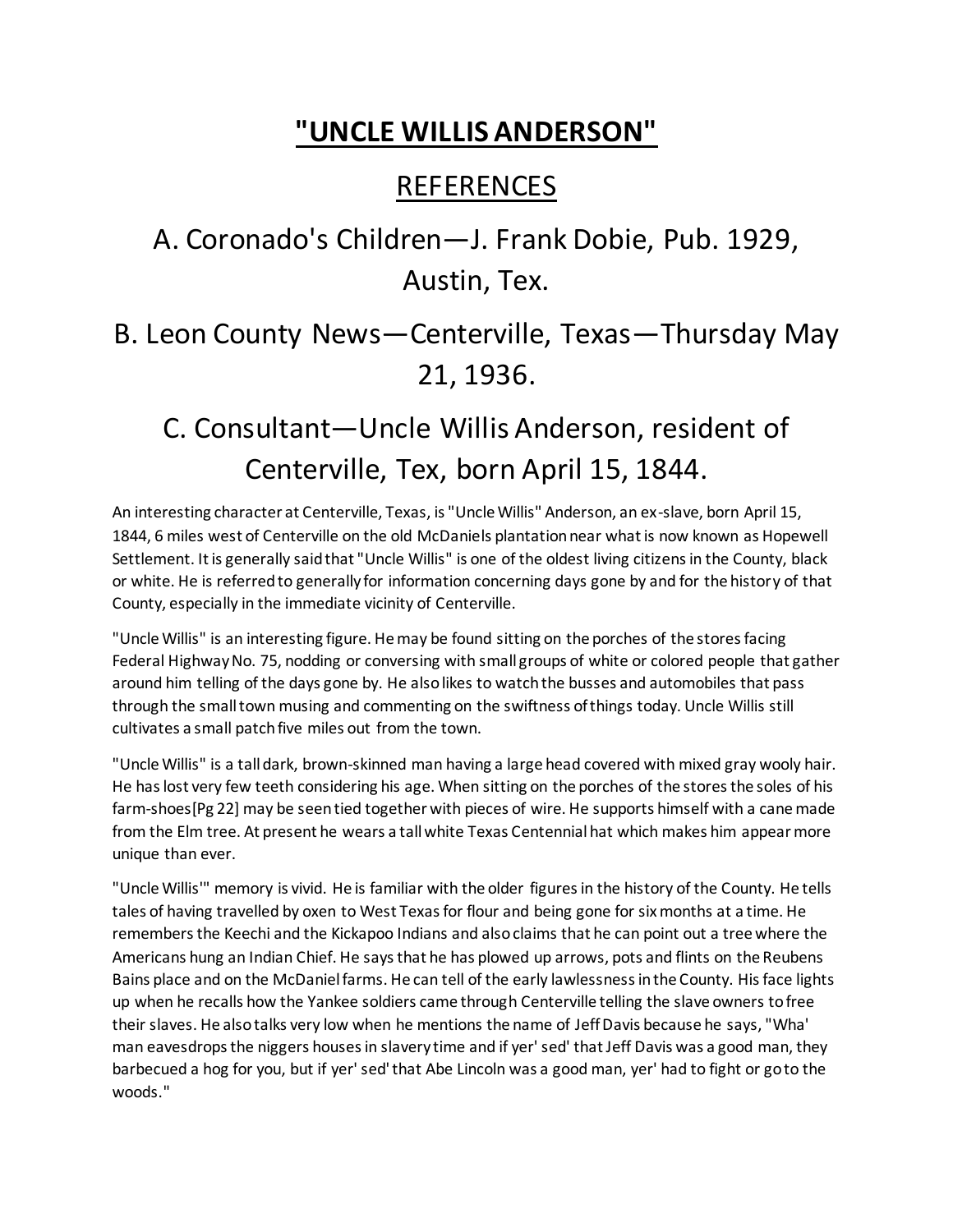# **"UNCLE WILLIS ANDERSON"**

## REFERENCES

## A. Coronado's Children—J. Frank Dobie, Pub. 1929, Austin, Tex.

## B. Leon County News—Centerville, Texas—Thursday May 21, 1936.

## C. Consultant—Uncle Willis Anderson, resident of Centerville, Tex, born April 15, 1844.

An interesting character at Centerville, Texas, is "Uncle Willis" Anderson, an ex-slave, born April 15, 1844, 6 miles west of Centerville on the old McDaniels plantation near what is now known as Hopewell Settlement. It is generally said that "Uncle Willis" is one of the oldest living citizens in the County, black or white. He is referred to generally for information concerning days gone by and for the history of that County, especially in the immediate vicinity of Centerville.

"Uncle Willis" is an interesting figure. He may be found sitting on the porches of the stores facing Federal Highway No. 75, nodding or conversing with small groups of white or colored people that gather around him telling of the days gone by. He also likes to watch the busses and automobiles that pass through the small town musing and commenting on the swiftness of things today. Uncle Willis still cultivates a small patch five miles out from the town.

"Uncle Willis" is a tall dark, brown-skinned man having a large head covered with mixed gray wooly hair. He has lost very few teeth considering his age. When sitting on the porches of the stores the soles of his farm-shoes[Pg 22] may be seen tied together with pieces of wire. He supports himself with a cane made from the Elm tree. At present he wears a tall white Texas Centennial hat which makes him appear more unique than ever.

"Uncle Willis'" memory is vivid. He is familiar with the older figures in the history of the County. He tells tales of having travelled by oxen to West Texas for flour and being gone for six months at a time. He remembers the Keechi and the Kickapoo Indians and also claims that he can point out a tree where the Americans hung an Indian Chief. He says that he has plowed up arrows, pots and flints on the Reubens Bains place and on the McDaniel farms. He can tell of the early lawlessness in the County. His face lights up when he recalls how the Yankee soldiers came through Centerville telling the slave owners to free their slaves. He also talks very low when he mentions the name of Jeff Davis because he says, "Wha' man eavesdrops the niggers houses in slavery time and if yer' sed' that Jeff Davis was a good man, they barbecued a hog for you, but if yer' sed' that Abe Lincoln was a good man, yer' had to fight or go to the woods."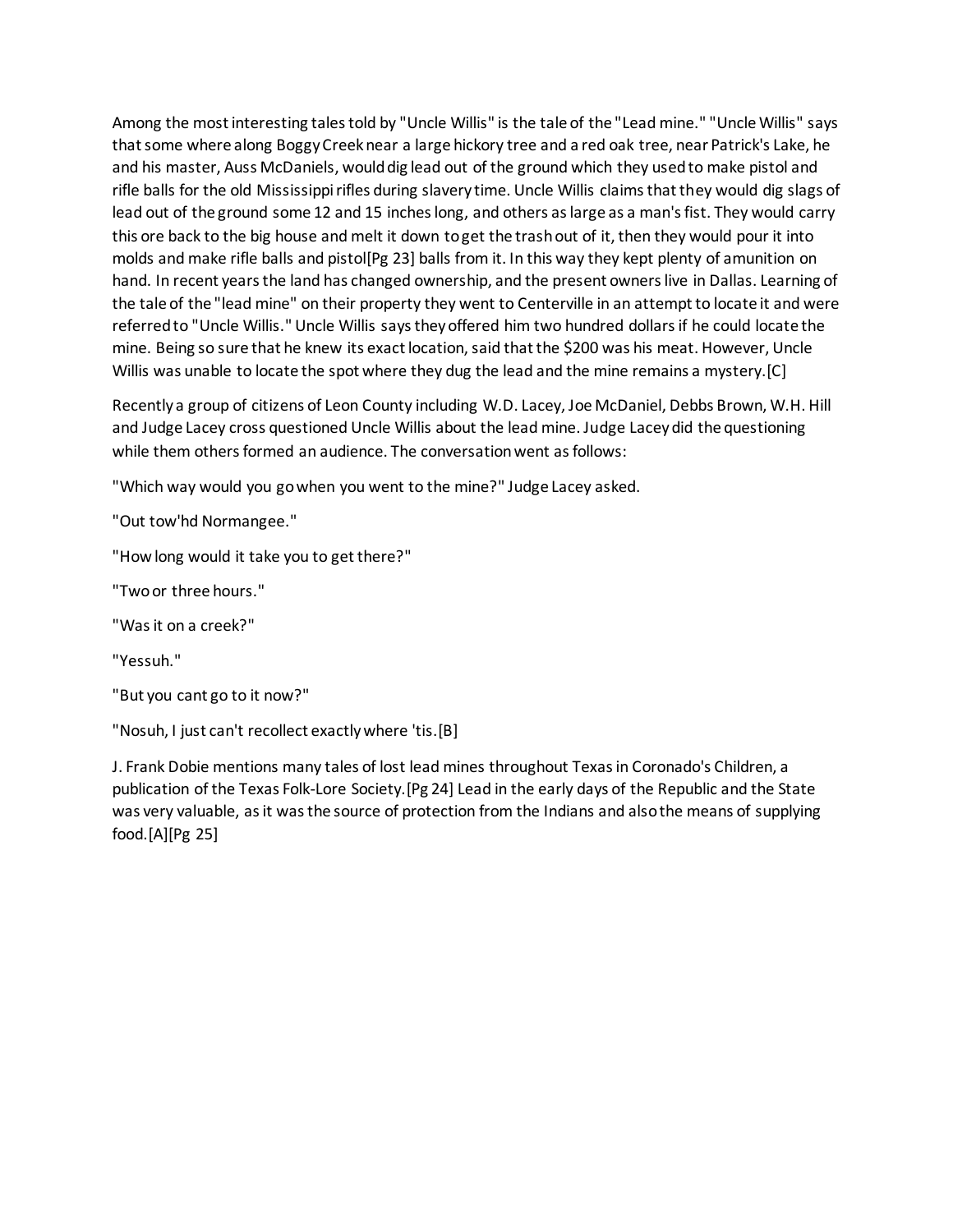Among the most interesting tales told by "Uncle Willis" is the tale of the "Lead mine." "Uncle Willis" says that some where along Boggy Creek near a large hickory tree and a red oak tree, near Patrick's Lake, he and his master, Auss McDaniels, would dig lead out of the ground which they used to make pistol and rifle balls for the old Mississippi rifles during slavery time. Uncle Willis claims that they would dig slags of lead out of the ground some 12 and 15 inches long, and others as large as a man's fist. They would carry this ore back to the big house and melt it down to get the trash out of it, then they would pour it into molds and make rifle balls and pistol[Pg 23] balls from it. In this way they kept plenty of amunition on hand. In recent years the land has changed ownership, and the present owners live in Dallas. Learning of the tale of the "lead mine" on their property they went to Centerville in an attempt to locate it and were referred to "Uncle Willis." Uncle Willis says they offered him two hundred dollars if he could locate the mine. Being so sure that he knew its exact location, said that the $200 was his meat. However, Uncle Willis was unable to locate the spot where they dug the lead and the mine remains a mystery.[C]

Recently a group of citizens of Leon County including W.D. Lacey, Joe McDaniel, Debbs Brown, W.H. Hill and Judge Lacey cross questioned Uncle Willis about the lead mine. Judge Lacey did the questioning while them others formed an audience. The conversation went as follows:

"Which way would you go when you went to the mine?" Judge Lacey asked.

"Out tow'hd Normangee."

"How long would it take you to get there?"

"Two or three hours."

"Was it on a creek?"

"Yessuh."

"But you cant go to it now?"

"Nosuh, I just can't recollect exactly where 'tis.[B]

J. Frank Dobie mentions many tales of lost lead mines throughout Texas in Coronado's Children, a publication of the Texas Folk-Lore Society.[Pg 24] Lead in the early days of the Republic and the State was very valuable, as it was the source of protection from the Indians and also the means of supplying food.[A][Pg 25]